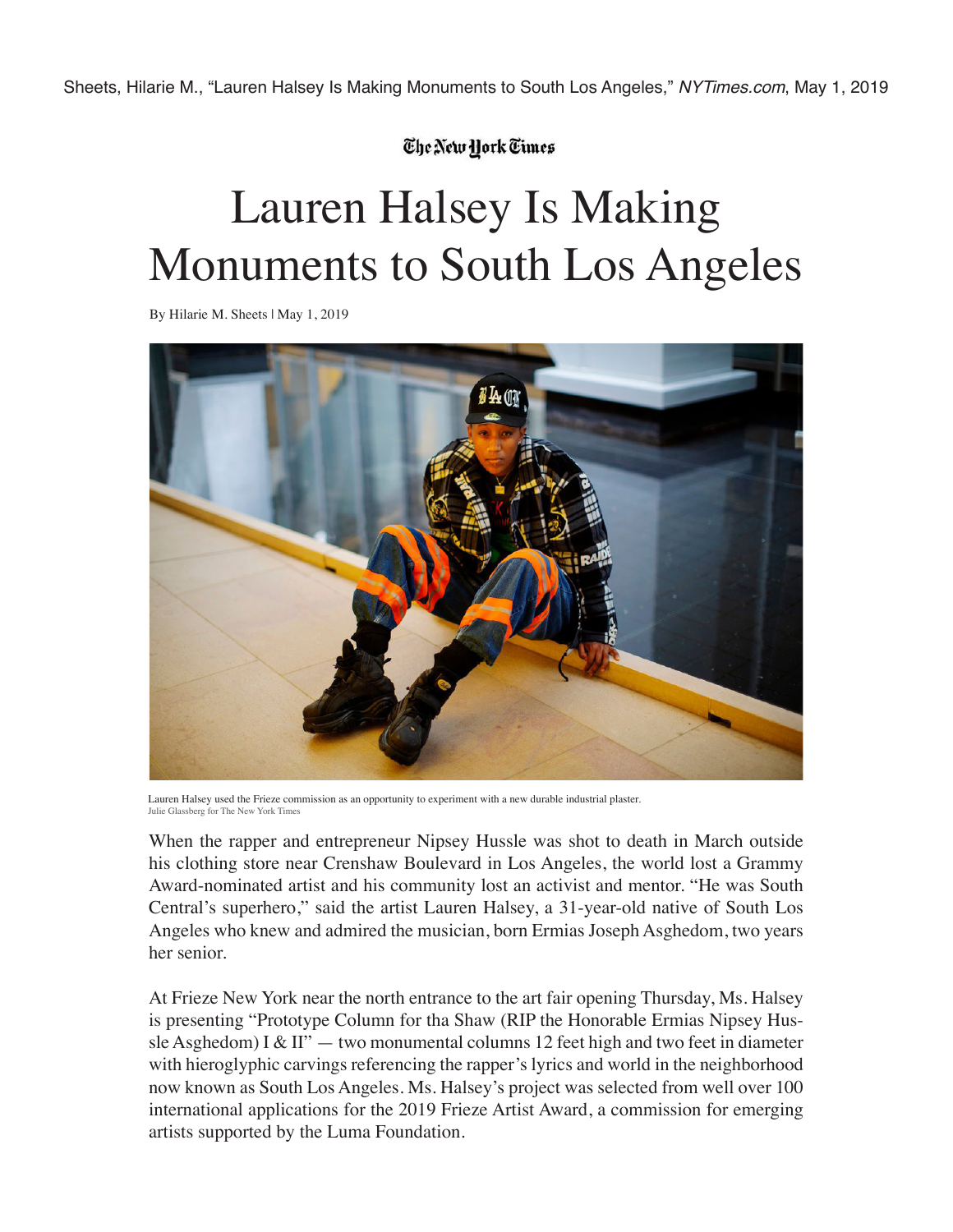Sheets, Hilarie M., "Lauren Halsey Is Making Monuments to South Los Angeles," *NYTimes.com*, May 1, 2019

The New York Times

# Lauren Halsey Is Making Monuments to South Los Angeles

By Hilarie M. Sheets | May 1, 2019

Lauren Halsey used the Frieze commission as an opportunity to experiment with a new durable industrial plaster.
Julie Glassberg for The New York Times

When the rapper and entrepreneur Nipsey Hussle was shot to death in March outside his clothing store near Crenshaw Boulevard in Los Angeles, the world lost a Grammy Award-nominated artist and his community lost an activist and mentor. "He was South Central's superhero," said the artist Lauren Halsey, a 31-year-old native of South Los Angeles who knew and admired the musician, born Ermias Joseph Asghedom, two years her senior.

At Frieze New York near the north entrance to the art fair opening Thursday, Ms. Halsey is presenting "Prototype Column for tha Shaw (RIP the Honorable Ermias Nipsey Hussle Asghedom) I & II" — two monumental columns 12 feet high and two feet in diameter with hieroglyphic carvings referencing the rapper's lyrics and world in the neighborhood now known as South Los Angeles. Ms. Halsey's project was selected from well over 100 international applications for the 2019 Frieze Artist Award, a commission for emerging artists supported by the Luma Foundation.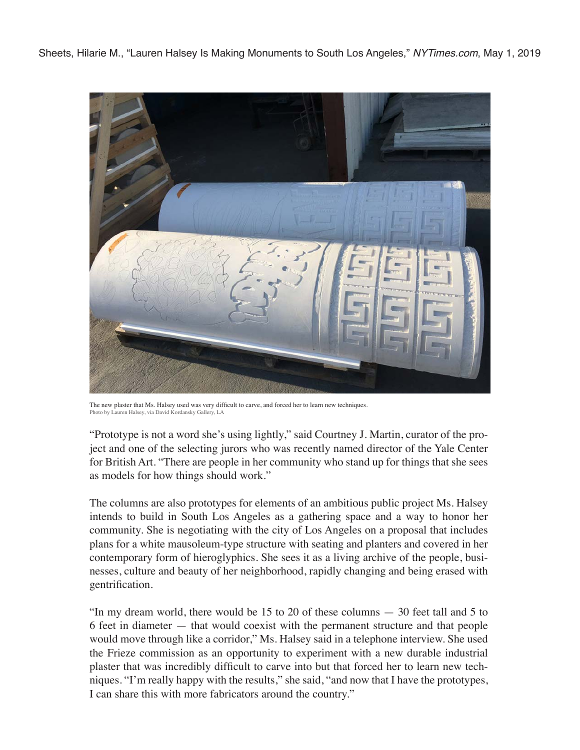The new plaster that Ms. Halsey used was very difficult to carve, and forced her to learn new techniques.
Photo by Lauren Halsey, via David Kordansky Gallery, LA

"Prototype is not a word she's using lightly," said Courtney J. Martin, curator of the project and one of the selecting jurors who was recently named director of the Yale Center for British Art. "There are people in her community who stand up for things that she sees as models for how things should work."

The columns are also prototypes for elements of an ambitious public project Ms. Halsey intends to build in South Los Angeles as a gathering space and a way to honor her community. She is negotiating with the city of Los Angeles on a proposal that includes plans for a white mausoleum-type structure with seating and planters and covered in her contemporary form of hieroglyphics. She sees it as a living archive of the people, businesses, culture and beauty of her neighborhood, rapidly changing and being erased with gentrification.

"In my dream world, there would be 15 to 20 of these columns — 30 feet tall and 5 to 6 feet in diameter — that would coexist with the permanent structure and that people would move through like a corridor," Ms. Halsey said in a telephone interview. She used the Frieze commission as an opportunity to experiment with a new durable industrial plaster that was incredibly difficult to carve into but that forced her to learn new techniques. "I'm really happy with the results," she said, "and now that I have the prototypes, I can share this with more fabricators around the country."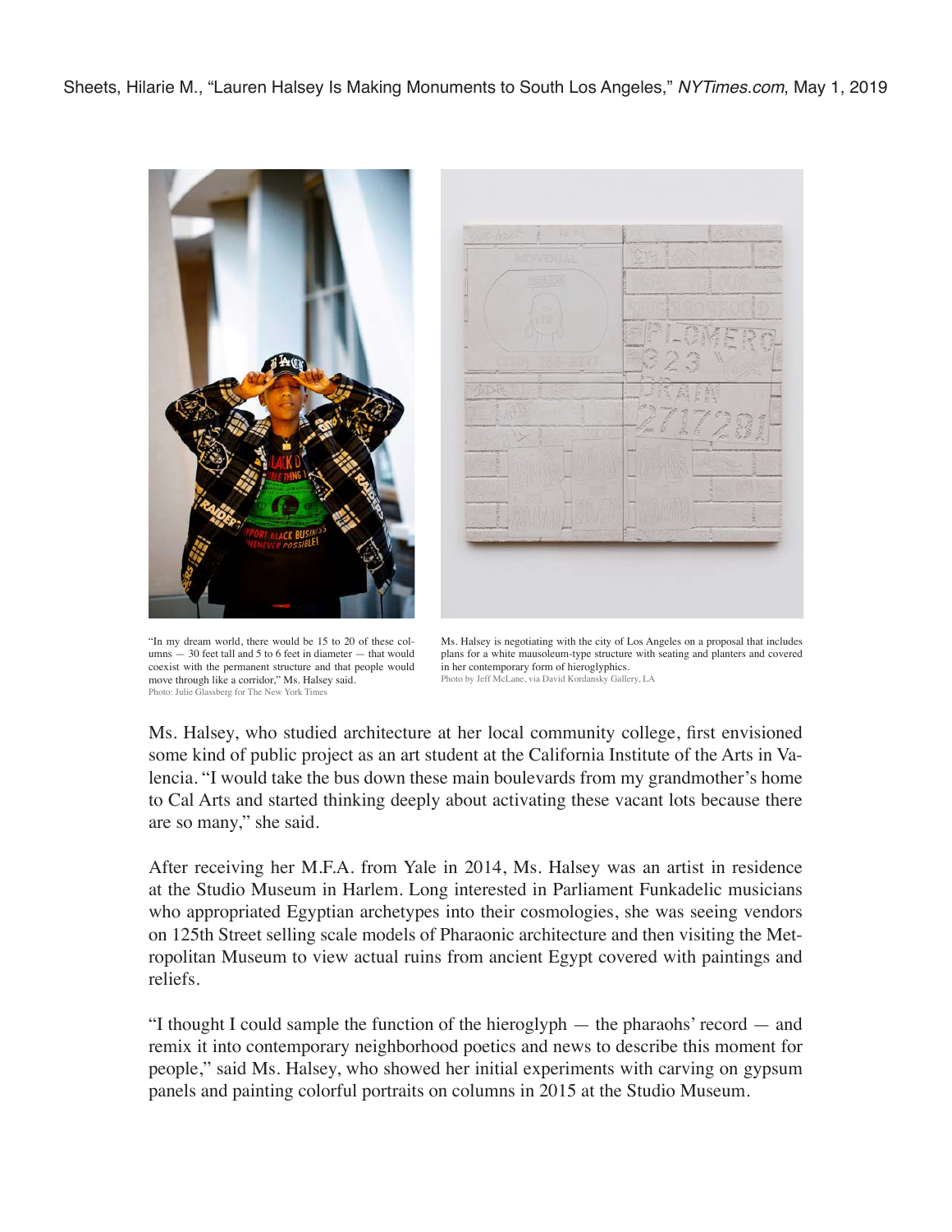"In my dream world, there would be 15 to 20 of these columns — 30 feet tall and 5 to 6 feet in diameter — that would coexist with the permanent structure and that people would move through like a corridor," Ms. Halsey said.
Photo: Julie Glassberg for The New York Times

Ms. Halsey is negotiating with the city of Los Angeles on a proposal that includes plans for a white mausoleum-type structure with seating and planters and covered in her contemporary form of hieroglyphics.
Photo by Jeff McLane, via David Kordansky Gallery, LA

Ms. Halsey, who studied architecture at her local community college, first envisioned some kind of public project as an art student at the California Institute of the Arts in Valencia. "I would take the bus down these main boulevards from my grandmother's home to Cal Arts and started thinking deeply about activating these vacant lots because there are so many," she said.

After receiving her M.F.A. from Yale in 2014, Ms. Halsey was an artist in residence at the Studio Museum in Harlem. Long interested in Parliament Funkadelic musicians who appropriated Egyptian archetypes into their cosmologies, she was seeing vendors on 125th Street selling scale models of Pharaonic architecture and then visiting the Metropolitan Museum to view actual ruins from ancient Egypt covered with paintings and reliefs.

"I thought I could sample the function of the hieroglyph — the pharaohs' record — and remix it into contemporary neighborhood poetics and news to describe this moment for people," said Ms. Halsey, who showed her initial experiments with carving on gypsum panels and painting colorful portraits on columns in 2015 at the Studio Museum.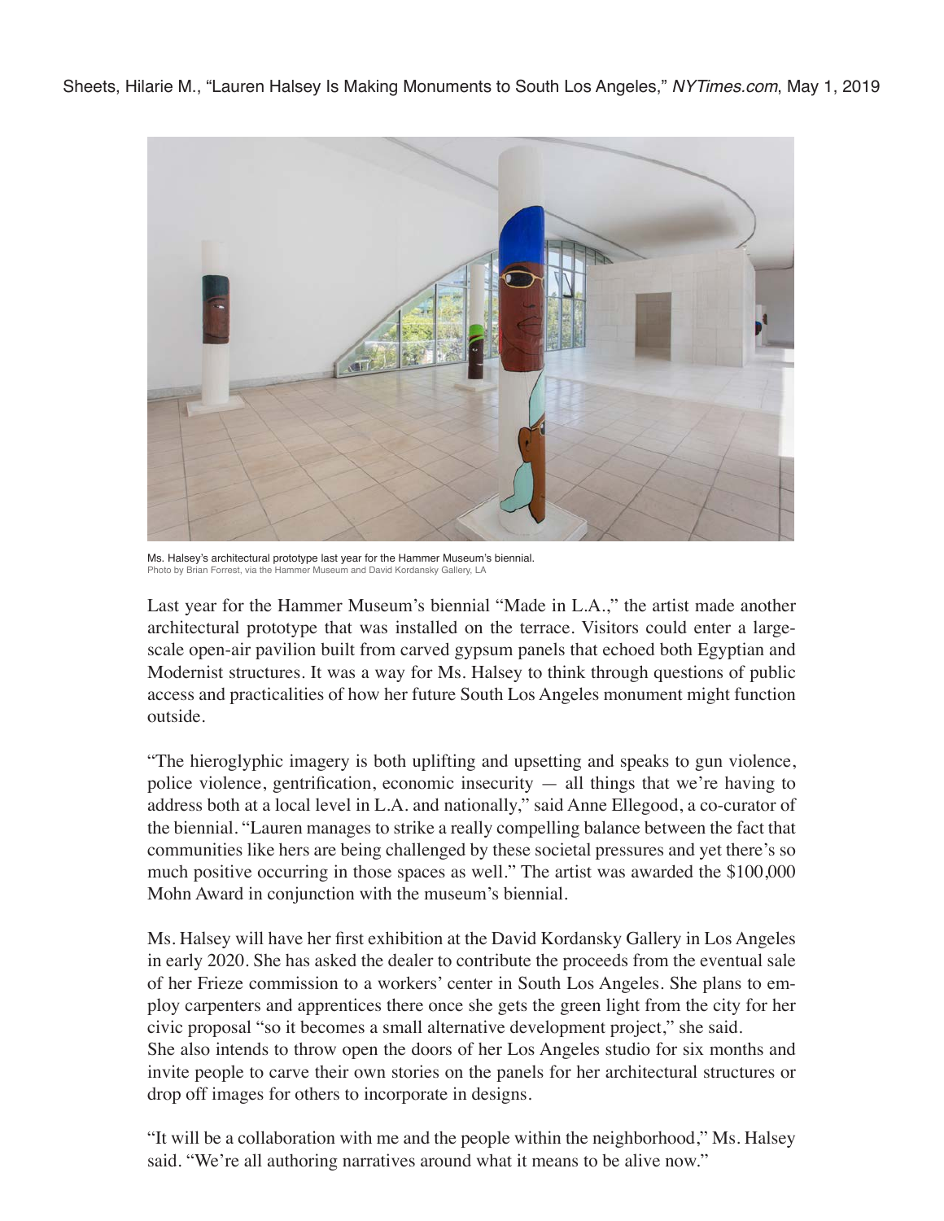Ms. Halsey's architectural prototype last year for the Hammer Museum's biennial.
Photo by Brian Forrest, via the Hammer Museum and David Kordansky Gallery, LA

Last year for the Hammer Museum's biennial "Made in L.A.," the artist made another architectural prototype that was installed on the terrace. Visitors could enter a large-scale open-air pavilion built from carved gypsum panels that echoed both Egyptian and Modernist structures. It was a way for Ms. Halsey to think through questions of public access and practicalities of how her future South Los Angeles monument might function outside.

"The hieroglyphic imagery is both uplifting and upsetting and speaks to gun violence, police violence, gentrification, economic insecurity — all things that we're having to address both at a local level in L.A. and nationally," said Anne Ellegood, a co-curator of the biennial. "Lauren manages to strike a really compelling balance between the fact that communities like hers are being challenged by these societal pressures and yet there's so much positive occurring in those spaces as well." The artist was awarded the $100,000 Mohn Award in conjunction with the museum's biennial.

Ms. Halsey will have her first exhibition at the David Kordansky Gallery in Los Angeles in early 2020. She has asked the dealer to contribute the proceeds from the eventual sale of her Frieze commission to a workers' center in South Los Angeles. She plans to employ carpenters and apprentices there once she gets the green light from the city for her civic proposal "so it becomes a small alternative development project," she said.
She also intends to throw open the doors of her Los Angeles studio for six months and invite people to carve their own stories on the panels for her architectural structures or drop off images for others to incorporate in designs.

"It will be a collaboration with me and the people within the neighborhood," Ms. Halsey said. "We're all authoring narratives around what it means to be alive now."